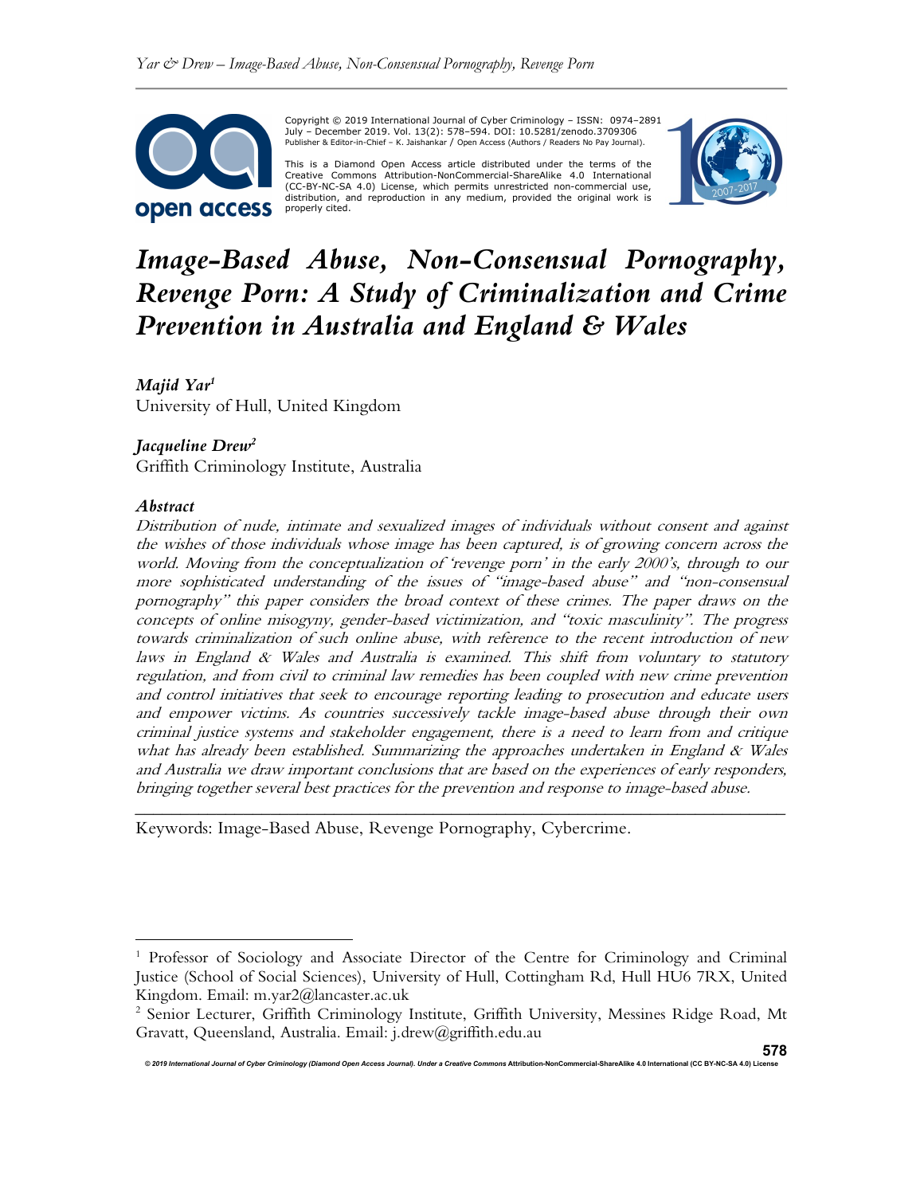Copyright © 2019 International Journal of Cyber Criminology – ISSN: 0974–2891 July – December 2019. Vol. 13(2): 578–594. DOI: 10.5281/zenodo.3709306
Publisher & Editor-in-Chief – K. Jaishankar / Open Access (Authors / Readers No Pay Journal).

This is a Diamond Open Access article distributed under the terms of the Creative Commons Attribution-NonCommercial-ShareAlike 4.0 International (CC-BY-NC-SA 4.0) License, which permits unrestricted non-commercial use, distribution, and reproduction in any medium, provided the original work is properly cited.

# *Image-Based Abuse, Non-Consensual Pornography, Revenge Porn: A Study of Criminalization and Crime Prevention in Australia and England & Wales*

***Majid Yar***[1]
University of Hull, United Kingdom

***Jacqueline Drew***[2]
Griffith Criminology Institute, Australia

### *Abstract*

*Distribution of nude, intimate and sexualized images of individuals without consent and against the wishes of those individuals whose image has been captured, is of growing concern across the world. Moving from the conceptualization of 'revenge porn' in the early 2000's, through to our more sophisticated understanding of the issues of "image-based abuse" and "non-consensual pornography" this paper considers the broad context of these crimes. The paper draws on the concepts of online misogyny, gender-based victimization, and "toxic masculinity". The progress towards criminalization of such online abuse, with reference to the recent introduction of new laws in England & Wales and Australia is examined. This shift from voluntary to statutory regulation, and from civil to criminal law remedies has been coupled with new crime prevention and control initiatives that seek to encourage reporting leading to prosecution and educate users and empower victims. As countries successively tackle image-based abuse through their own criminal justice systems and stakeholder engagement, there is a need to learn from and critique what has already been established. Summarizing the approaches undertaken in England & Wales and Australia we draw important conclusions that are based on the experiences of early responders, bringing together several best practices for the prevention and response to image-based abuse.*

---

Keywords: Image-Based Abuse, Revenge Pornography, Cybercrime.

---

[1] Professor of Sociology and Associate Director of the Centre for Criminology and Criminal Justice (School of Social Sciences), University of Hull, Cottingham Rd, Hull HU6 7RX, United Kingdom. Email: m.yar2@lancaster.ac.uk

[2] Senior Lecturer, Griffith Criminology Institute, Griffith University, Messines Ridge Road, Mt Gravatt, Queensland, Australia. Email: j.drew@griffith.edu.au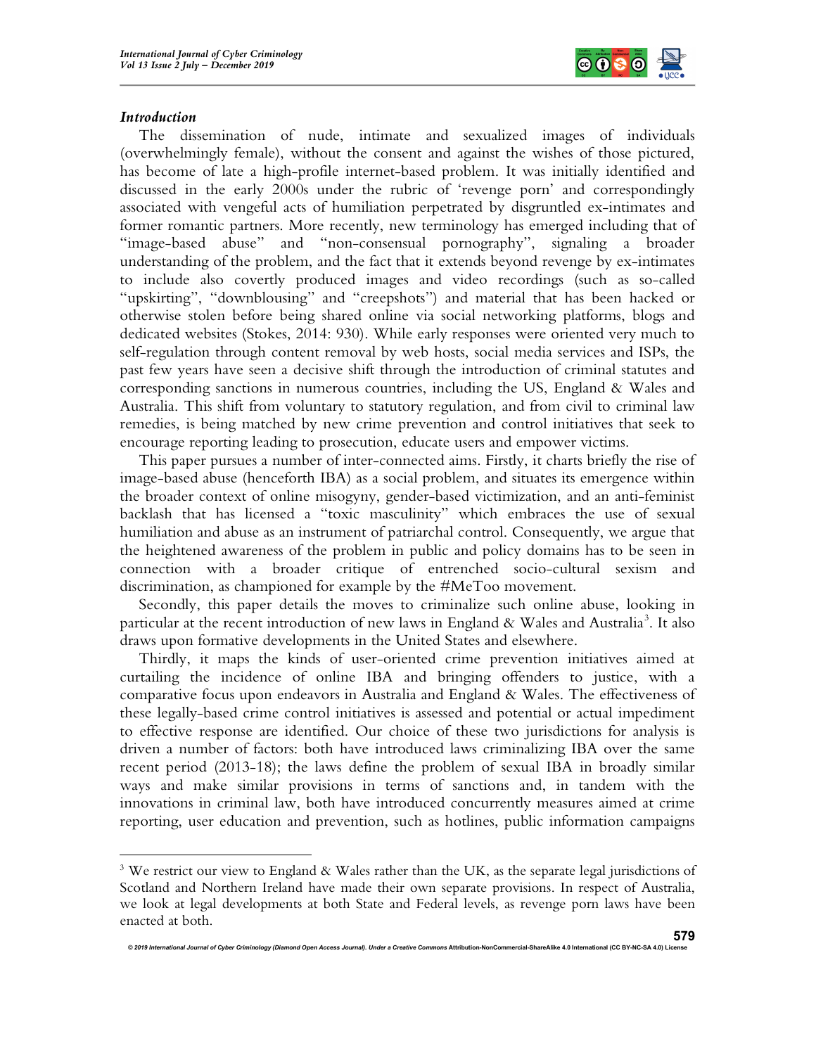## *Introduction*

The dissemination of nude, intimate and sexualized images of individuals (overwhelmingly female), without the consent and against the wishes of those pictured, has become of late a high-profile internet-based problem. It was initially identified and discussed in the early 2000s under the rubric of 'revenge porn' and correspondingly associated with vengeful acts of humiliation perpetrated by disgruntled ex-intimates and former romantic partners. More recently, new terminology has emerged including that of "image-based abuse" and "non-consensual pornography", signaling a broader understanding of the problem, and the fact that it extends beyond revenge by ex-intimates to include also covertly produced images and video recordings (such as so-called "upskirting", "downblousing" and "creepshots") and material that has been hacked or otherwise stolen before being shared online via social networking platforms, blogs and dedicated websites (Stokes, 2014: 930). While early responses were oriented very much to self-regulation through content removal by web hosts, social media services and ISPs, the past few years have seen a decisive shift through the introduction of criminal statutes and corresponding sanctions in numerous countries, including the US, England & Wales and Australia. This shift from voluntary to statutory regulation, and from civil to criminal law remedies, is being matched by new crime prevention and control initiatives that seek to encourage reporting leading to prosecution, educate users and empower victims.

This paper pursues a number of inter-connected aims. Firstly, it charts briefly the rise of image-based abuse (henceforth IBA) as a social problem, and situates its emergence within the broader context of online misogyny, gender-based victimization, and an anti-feminist backlash that has licensed a "toxic masculinity" which embraces the use of sexual humiliation and abuse as an instrument of patriarchal control. Consequently, we argue that the heightened awareness of the problem in public and policy domains has to be seen in connection with a broader critique of entrenched socio-cultural sexism and discrimination, as championed for example by the #MeToo movement.

Secondly, this paper details the moves to criminalize such online abuse, looking in particular at the recent introduction of new laws in England & Wales and Australia[3]. It also draws upon formative developments in the United States and elsewhere.

Thirdly, it maps the kinds of user-oriented crime prevention initiatives aimed at curtailing the incidence of online IBA and bringing offenders to justice, with a comparative focus upon endeavors in Australia and England & Wales. The effectiveness of these legally-based crime control initiatives is assessed and potential or actual impediment to effective response are identified. Our choice of these two jurisdictions for analysis is driven a number of factors: both have introduced laws criminalizing IBA over the same recent period (2013-18); the laws define the problem of sexual IBA in broadly similar ways and make similar provisions in terms of sanctions and, in tandem with the innovations in criminal law, both have introduced concurrently measures aimed at crime reporting, user education and prevention, such as hotlines, public information campaigns

---

[3] We restrict our view to England & Wales rather than the UK, as the separate legal jurisdictions of Scotland and Northern Ireland have made their own separate provisions. In respect of Australia, we look at legal developments at both State and Federal levels, as revenge porn laws have been enacted at both.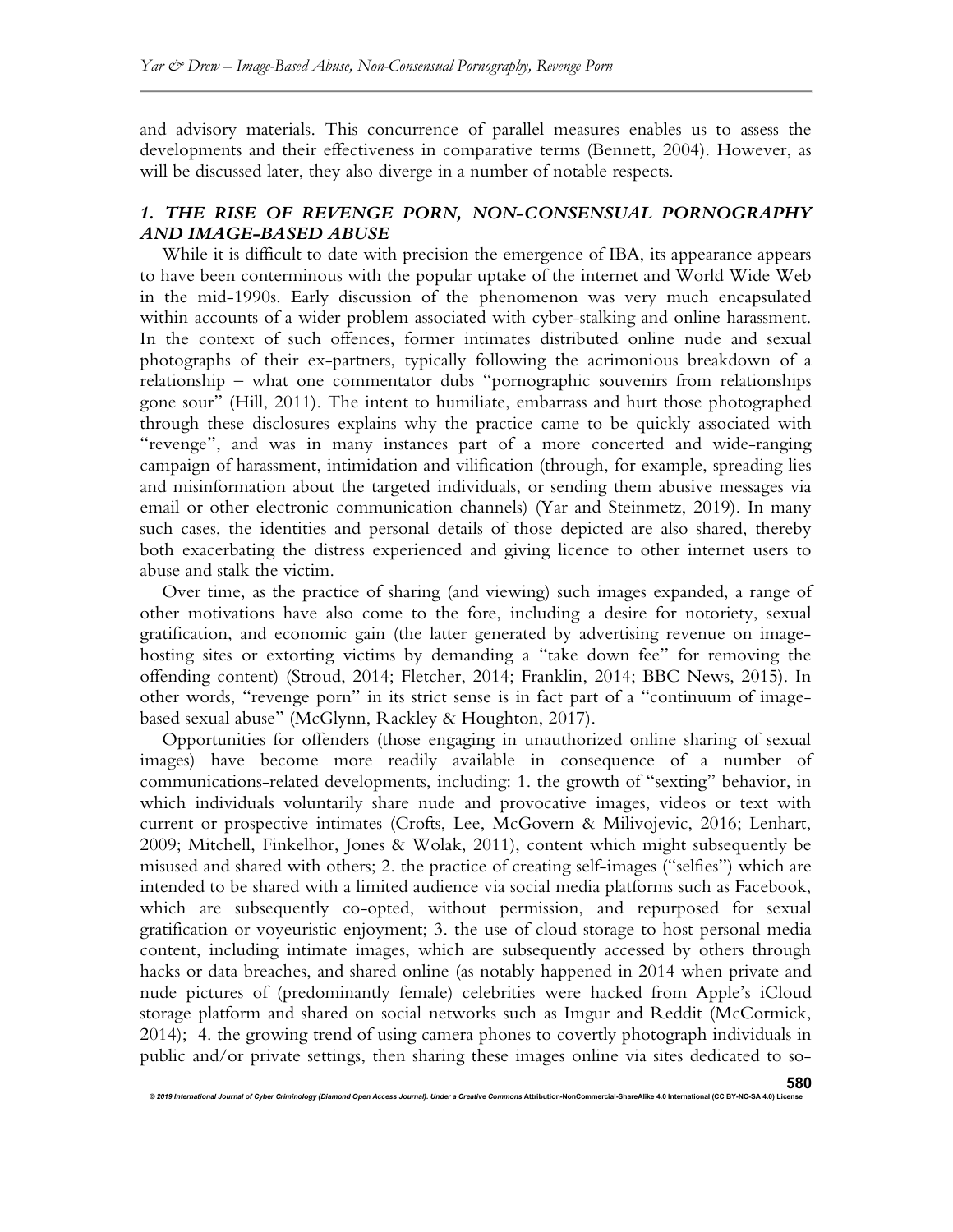and advisory materials. This concurrence of parallel measures enables us to assess the developments and their effectiveness in comparative terms (Bennett, 2004). However, as will be discussed later, they also diverge in a number of notable respects.

## *1. THE RISE OF REVENGE PORN, NON-CONSENSUAL PORNOGRAPHY AND IMAGE-BASED ABUSE*

While it is difficult to date with precision the emergence of IBA, its appearance appears to have been conterminous with the popular uptake of the internet and World Wide Web in the mid-1990s. Early discussion of the phenomenon was very much encapsulated within accounts of a wider problem associated with cyber-stalking and online harassment. In the context of such offences, former intimates distributed online nude and sexual photographs of their ex-partners, typically following the acrimonious breakdown of a relationship – what one commentator dubs "pornographic souvenirs from relationships gone sour" (Hill, 2011). The intent to humiliate, embarrass and hurt those photographed through these disclosures explains why the practice came to be quickly associated with "revenge", and was in many instances part of a more concerted and wide-ranging campaign of harassment, intimidation and vilification (through, for example, spreading lies and misinformation about the targeted individuals, or sending them abusive messages via email or other electronic communication channels) (Yar and Steinmetz, 2019). In many such cases, the identities and personal details of those depicted are also shared, thereby both exacerbating the distress experienced and giving licence to other internet users to abuse and stalk the victim.

Over time, as the practice of sharing (and viewing) such images expanded, a range of other motivations have also come to the fore, including a desire for notoriety, sexual gratification, and economic gain (the latter generated by advertising revenue on image-hosting sites or extorting victims by demanding a "take down fee" for removing the offending content) (Stroud, 2014; Fletcher, 2014; Franklin, 2014; BBC News, 2015). In other words, "revenge porn" in its strict sense is in fact part of a "continuum of image-based sexual abuse" (McGlynn, Rackley & Houghton, 2017).

Opportunities for offenders (those engaging in unauthorized online sharing of sexual images) have become more readily available in consequence of a number of communications-related developments, including: 1. the growth of "sexting" behavior, in which individuals voluntarily share nude and provocative images, videos or text with current or prospective intimates (Crofts, Lee, McGovern & Milivojevic, 2016; Lenhart, 2009; Mitchell, Finkelhor, Jones & Wolak, 2011), content which might subsequently be misused and shared with others; 2. the practice of creating self-images ("selfies") which are intended to be shared with a limited audience via social media platforms such as Facebook, which are subsequently co-opted, without permission, and repurposed for sexual gratification or voyeuristic enjoyment; 3. the use of cloud storage to host personal media content, including intimate images, which are subsequently accessed by others through hacks or data breaches, and shared online (as notably happened in 2014 when private and nude pictures of (predominantly female) celebrities were hacked from Apple's iCloud storage platform and shared on social networks such as Imgur and Reddit (McCormick, 2014); 4. the growing trend of using camera phones to covertly photograph individuals in public and/or private settings, then sharing these images online via sites dedicated to so-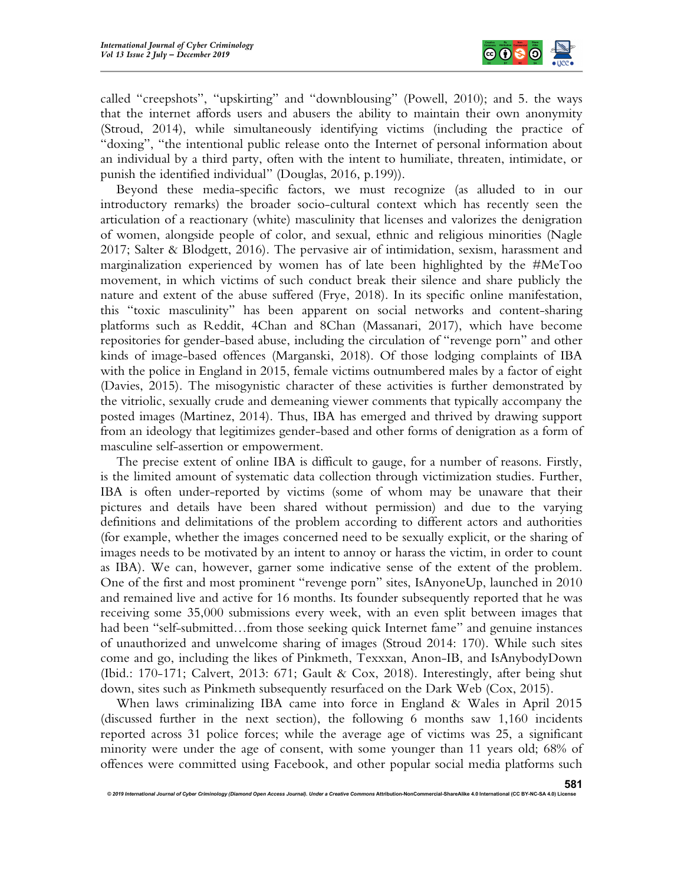called "creepshots", "upskirting" and "downblousing" (Powell, 2010); and 5. the ways that the internet affords users and abusers the ability to maintain their own anonymity (Stroud, 2014), while simultaneously identifying victims (including the practice of "doxing", "the intentional public release onto the Internet of personal information about an individual by a third party, often with the intent to humiliate, threaten, intimidate, or punish the identified individual" (Douglas, 2016, p.199)).

Beyond these media-specific factors, we must recognize (as alluded to in our introductory remarks) the broader socio-cultural context which has recently seen the articulation of a reactionary (white) masculinity that licenses and valorizes the denigration of women, alongside people of color, and sexual, ethnic and religious minorities (Nagle 2017; Salter & Blodgett, 2016). The pervasive air of intimidation, sexism, harassment and marginalization experienced by women has of late been highlighted by the #MeToo movement, in which victims of such conduct break their silence and share publicly the nature and extent of the abuse suffered (Frye, 2018). In its specific online manifestation, this "toxic masculinity" has been apparent on social networks and content-sharing platforms such as Reddit, 4Chan and 8Chan (Massanari, 2017), which have become repositories for gender-based abuse, including the circulation of "revenge porn" and other kinds of image-based offences (Marganski, 2018). Of those lodging complaints of IBA with the police in England in 2015, female victims outnumbered males by a factor of eight (Davies, 2015). The misogynistic character of these activities is further demonstrated by the vitriolic, sexually crude and demeaning viewer comments that typically accompany the posted images (Martinez, 2014). Thus, IBA has emerged and thrived by drawing support from an ideology that legitimizes gender-based and other forms of denigration as a form of masculine self-assertion or empowerment.

The precise extent of online IBA is difficult to gauge, for a number of reasons. Firstly, is the limited amount of systematic data collection through victimization studies. Further, IBA is often under-reported by victims (some of whom may be unaware that their pictures and details have been shared without permission) and due to the varying definitions and delimitations of the problem according to different actors and authorities (for example, whether the images concerned need to be sexually explicit, or the sharing of images needs to be motivated by an intent to annoy or harass the victim, in order to count as IBA). We can, however, garner some indicative sense of the extent of the problem. One of the first and most prominent "revenge porn" sites, IsAnyoneUp, launched in 2010 and remained live and active for 16 months. Its founder subsequently reported that he was receiving some 35,000 submissions every week, with an even split between images that had been "self-submitted…from those seeking quick Internet fame" and genuine instances of unauthorized and unwelcome sharing of images (Stroud 2014: 170). While such sites come and go, including the likes of Pinkmeth, Texxxan, Anon-IB, and IsAnybodyDown (Ibid.: 170-171; Calvert, 2013: 671; Gault & Cox, 2018). Interestingly, after being shut down, sites such as Pinkmeth subsequently resurfaced on the Dark Web (Cox, 2015).

When laws criminalizing IBA came into force in England & Wales in April 2015 (discussed further in the next section), the following 6 months saw 1,160 incidents reported across 31 police forces; while the average age of victims was 25, a significant minority were under the age of consent, with some younger than 11 years old; 68% of offences were committed using Facebook, and other popular social media platforms such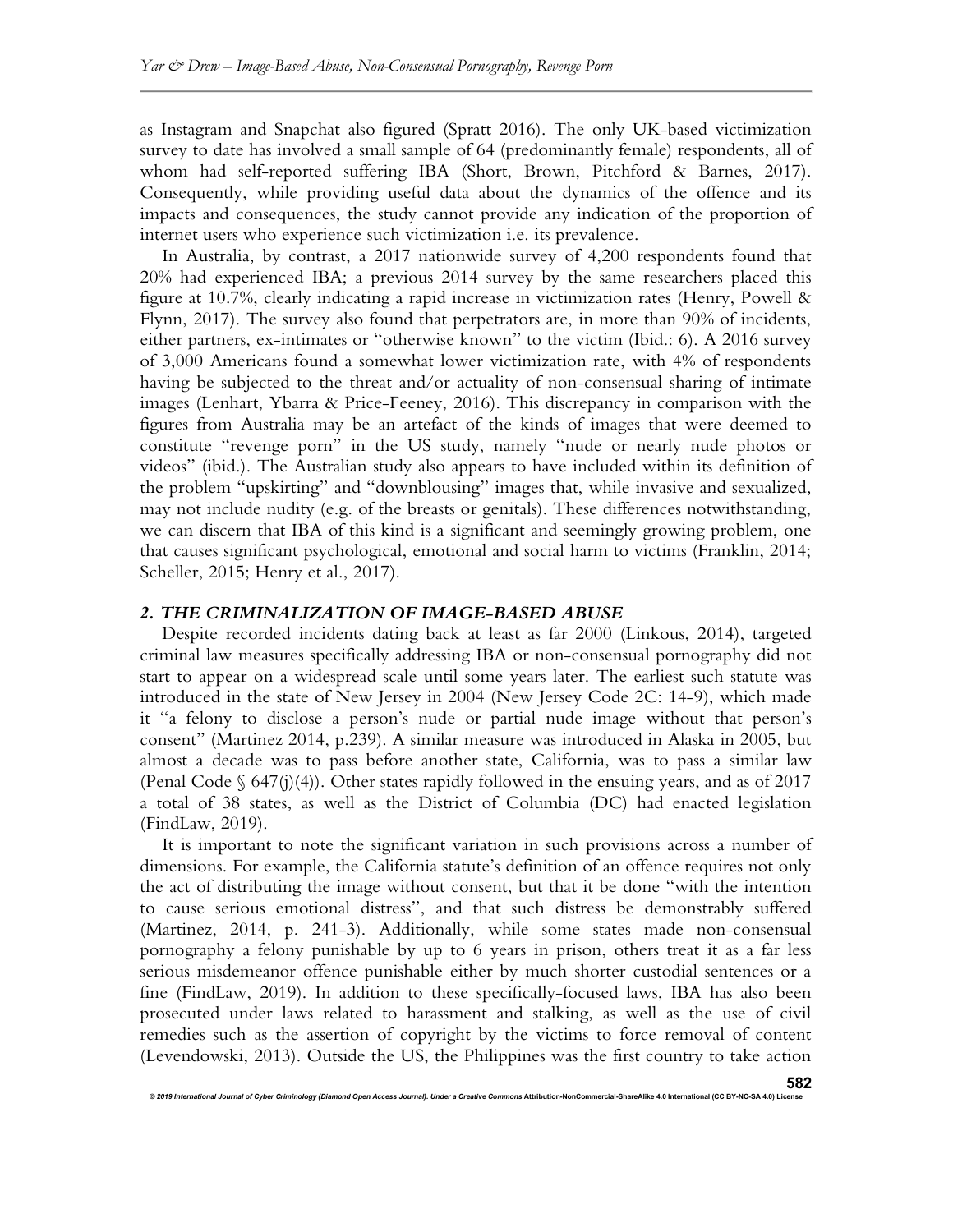as Instagram and Snapchat also figured (Spratt 2016). The only UK-based victimization survey to date has involved a small sample of 64 (predominantly female) respondents, all of whom had self-reported suffering IBA (Short, Brown, Pitchford & Barnes, 2017). Consequently, while providing useful data about the dynamics of the offence and its impacts and consequences, the study cannot provide any indication of the proportion of internet users who experience such victimization i.e. its prevalence.

In Australia, by contrast, a 2017 nationwide survey of 4,200 respondents found that 20% had experienced IBA; a previous 2014 survey by the same researchers placed this figure at 10.7%, clearly indicating a rapid increase in victimization rates (Henry, Powell & Flynn, 2017). The survey also found that perpetrators are, in more than 90% of incidents, either partners, ex-intimates or "otherwise known" to the victim (Ibid.: 6). A 2016 survey of 3,000 Americans found a somewhat lower victimization rate, with 4% of respondents having be subjected to the threat and/or actuality of non-consensual sharing of intimate images (Lenhart, Ybarra & Price-Feeney, 2016). This discrepancy in comparison with the figures from Australia may be an artefact of the kinds of images that were deemed to constitute "revenge porn" in the US study, namely "nude or nearly nude photos or videos" (ibid.). The Australian study also appears to have included within its definition of the problem "upskirting" and "downblousing" images that, while invasive and sexualized, may not include nudity (e.g. of the breasts or genitals). These differences notwithstanding, we can discern that IBA of this kind is a significant and seemingly growing problem, one that causes significant psychological, emotional and social harm to victims (Franklin, 2014; Scheller, 2015; Henry et al., 2017).

## 2. THE CRIMINALIZATION OF IMAGE-BASED ABUSE

Despite recorded incidents dating back at least as far 2000 (Linkous, 2014), targeted criminal law measures specifically addressing IBA or non-consensual pornography did not start to appear on a widespread scale until some years later. The earliest such statute was introduced in the state of New Jersey in 2004 (New Jersey Code 2C: 14-9), which made it "a felony to disclose a person's nude or partial nude image without that person's consent" (Martinez 2014, p.239). A similar measure was introduced in Alaska in 2005, but almost a decade was to pass before another state, California, was to pass a similar law (Penal Code § 647(j)(4)). Other states rapidly followed in the ensuing years, and as of 2017 a total of 38 states, as well as the District of Columbia (DC) had enacted legislation (FindLaw, 2019).

It is important to note the significant variation in such provisions across a number of dimensions. For example, the California statute's definition of an offence requires not only the act of distributing the image without consent, but that it be done "with the intention to cause serious emotional distress", and that such distress be demonstrably suffered (Martinez, 2014, p. 241-3). Additionally, while some states made non-consensual pornography a felony punishable by up to 6 years in prison, others treat it as a far less serious misdemeanor offence punishable either by much shorter custodial sentences or a fine (FindLaw, 2019). In addition to these specifically-focused laws, IBA has also been prosecuted under laws related to harassment and stalking, as well as the use of civil remedies such as the assertion of copyright by the victims to force removal of content (Levendowski, 2013). Outside the US, the Philippines was the first country to take action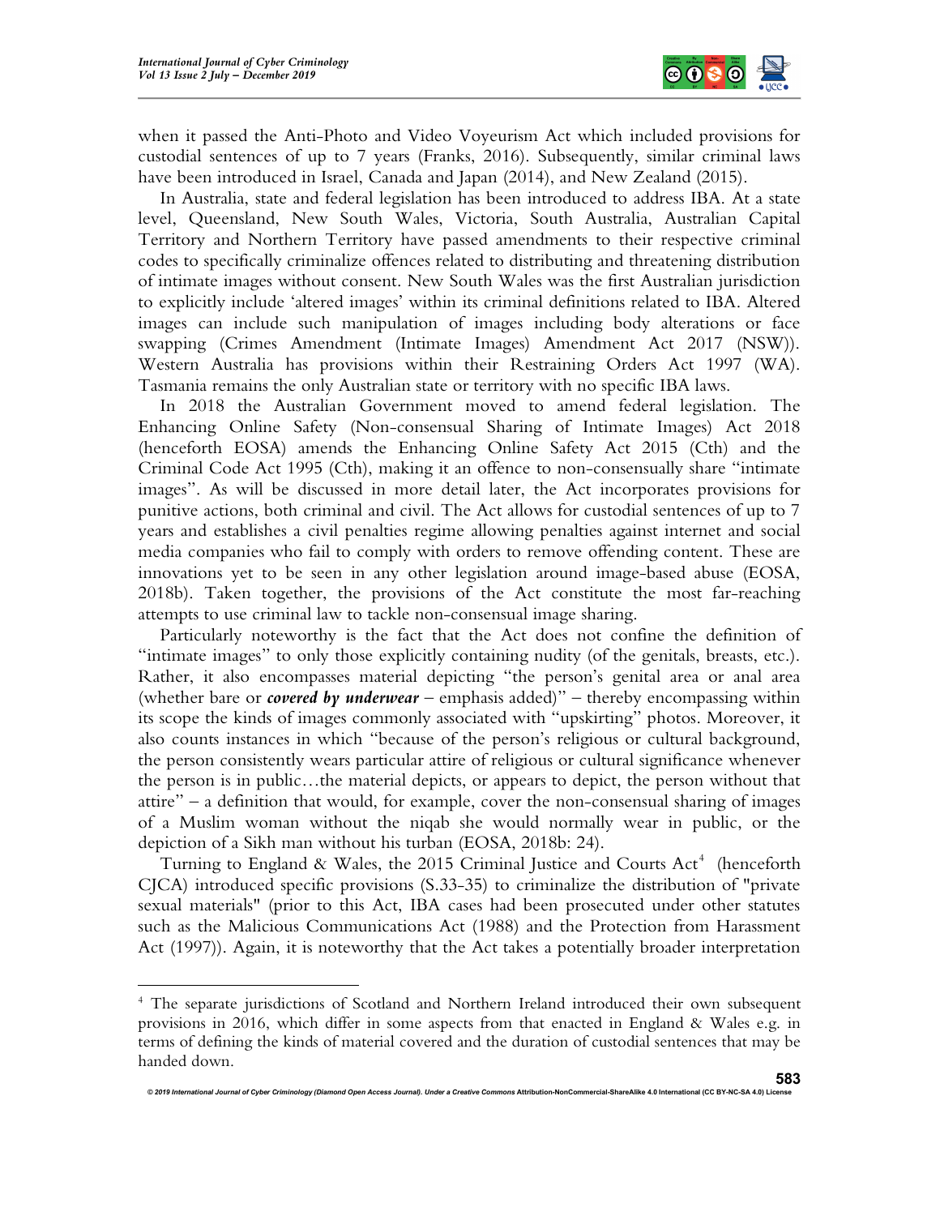when it passed the Anti-Photo and Video Voyeurism Act which included provisions for custodial sentences of up to 7 years (Franks, 2016). Subsequently, similar criminal laws have been introduced in Israel, Canada and Japan (2014), and New Zealand (2015).

In Australia, state and federal legislation has been introduced to address IBA. At a state level, Queensland, New South Wales, Victoria, South Australia, Australian Capital Territory and Northern Territory have passed amendments to their respective criminal codes to specifically criminalize offences related to distributing and threatening distribution of intimate images without consent. New South Wales was the first Australian jurisdiction to explicitly include 'altered images' within its criminal definitions related to IBA. Altered images can include such manipulation of images including body alterations or face swapping (Crimes Amendment (Intimate Images) Amendment Act 2017 (NSW)). Western Australia has provisions within their Restraining Orders Act 1997 (WA). Tasmania remains the only Australian state or territory with no specific IBA laws.

In 2018 the Australian Government moved to amend federal legislation. The Enhancing Online Safety (Non-consensual Sharing of Intimate Images) Act 2018 (henceforth EOSA) amends the Enhancing Online Safety Act 2015 (Cth) and the Criminal Code Act 1995 (Cth), making it an offence to non-consensually share "intimate images". As will be discussed in more detail later, the Act incorporates provisions for punitive actions, both criminal and civil. The Act allows for custodial sentences of up to 7 years and establishes a civil penalties regime allowing penalties against internet and social media companies who fail to comply with orders to remove offending content. These are innovations yet to be seen in any other legislation around image-based abuse (EOSA, 2018b). Taken together, the provisions of the Act constitute the most far-reaching attempts to use criminal law to tackle non-consensual image sharing.

Particularly noteworthy is the fact that the Act does not confine the definition of "intimate images" to only those explicitly containing nudity (of the genitals, breasts, etc.). Rather, it also encompasses material depicting "the person's genital area or anal area (whether bare or ***covered by underwear*** – emphasis added)" – thereby encompassing within its scope the kinds of images commonly associated with "upskirting" photos. Moreover, it also counts instances in which "because of the person's religious or cultural background, the person consistently wears particular attire of religious or cultural significance whenever the person is in public…the material depicts, or appears to depict, the person without that attire" – a definition that would, for example, cover the non-consensual sharing of images of a Muslim woman without the niqab she would normally wear in public, or the depiction of a Sikh man without his turban (EOSA, 2018b: 24).

Turning to England & Wales, the 2015 Criminal Justice and Courts Act[4] (henceforth CJCA) introduced specific provisions (S.33-35) to criminalize the distribution of "private sexual materials" (prior to this Act, IBA cases had been prosecuted under other statutes such as the Malicious Communications Act (1988) and the Protection from Harassment Act (1997)). Again, it is noteworthy that the Act takes a potentially broader interpretation

[4] The separate jurisdictions of Scotland and Northern Ireland introduced their own subsequent provisions in 2016, which differ in some aspects from that enacted in England & Wales e.g. in terms of defining the kinds of material covered and the duration of custodial sentences that may be handed down.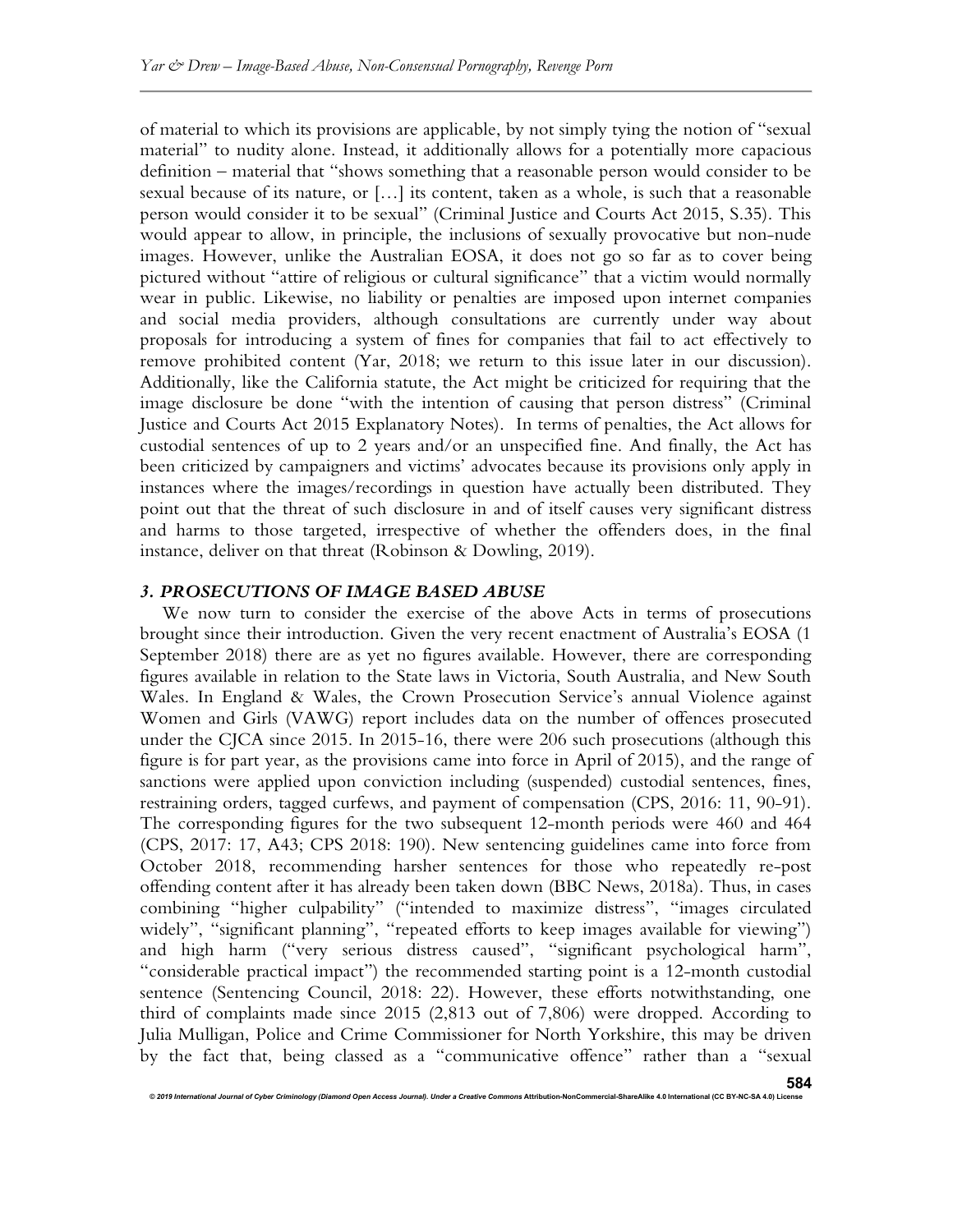of material to which its provisions are applicable, by not simply tying the notion of "sexual material" to nudity alone. Instead, it additionally allows for a potentially more capacious definition – material that "shows something that a reasonable person would consider to be sexual because of its nature, or […] its content, taken as a whole, is such that a reasonable person would consider it to be sexual" (Criminal Justice and Courts Act 2015, S.35). This would appear to allow, in principle, the inclusions of sexually provocative but non-nude images. However, unlike the Australian EOSA, it does not go so far as to cover being pictured without "attire of religious or cultural significance" that a victim would normally wear in public. Likewise, no liability or penalties are imposed upon internet companies and social media providers, although consultations are currently under way about proposals for introducing a system of fines for companies that fail to act effectively to remove prohibited content (Yar, 2018; we return to this issue later in our discussion). Additionally, like the California statute, the Act might be criticized for requiring that the image disclosure be done "with the intention of causing that person distress" (Criminal Justice and Courts Act 2015 Explanatory Notes). In terms of penalties, the Act allows for custodial sentences of up to 2 years and/or an unspecified fine. And finally, the Act has been criticized by campaigners and victims' advocates because its provisions only apply in instances where the images/recordings in question have actually been distributed. They point out that the threat of such disclosure in and of itself causes very significant distress and harms to those targeted, irrespective of whether the offenders does, in the final instance, deliver on that threat (Robinson & Dowling, 2019).

### *3. PROSECUTIONS OF IMAGE BASED ABUSE*

We now turn to consider the exercise of the above Acts in terms of prosecutions brought since their introduction. Given the very recent enactment of Australia's EOSA (1 September 2018) there are as yet no figures available. However, there are corresponding figures available in relation to the State laws in Victoria, South Australia, and New South Wales. In England & Wales, the Crown Prosecution Service's annual Violence against Women and Girls (VAWG) report includes data on the number of offences prosecuted under the CJCA since 2015. In 2015-16, there were 206 such prosecutions (although this figure is for part year, as the provisions came into force in April of 2015), and the range of sanctions were applied upon conviction including (suspended) custodial sentences, fines, restraining orders, tagged curfews, and payment of compensation (CPS, 2016: 11, 90-91). The corresponding figures for the two subsequent 12-month periods were 460 and 464 (CPS, 2017: 17, A43; CPS 2018: 190). New sentencing guidelines came into force from October 2018, recommending harsher sentences for those who repeatedly re-post offending content after it has already been taken down (BBC News, 2018a). Thus, in cases combining "higher culpability" ("intended to maximize distress", "images circulated widely", "significant planning", "repeated efforts to keep images available for viewing") and high harm ("very serious distress caused", "significant psychological harm", "considerable practical impact") the recommended starting point is a 12-month custodial sentence (Sentencing Council, 2018: 22). However, these efforts notwithstanding, one third of complaints made since 2015 (2,813 out of 7,806) were dropped. According to Julia Mulligan, Police and Crime Commissioner for North Yorkshire, this may be driven by the fact that, being classed as a "communicative offence" rather than a "sexual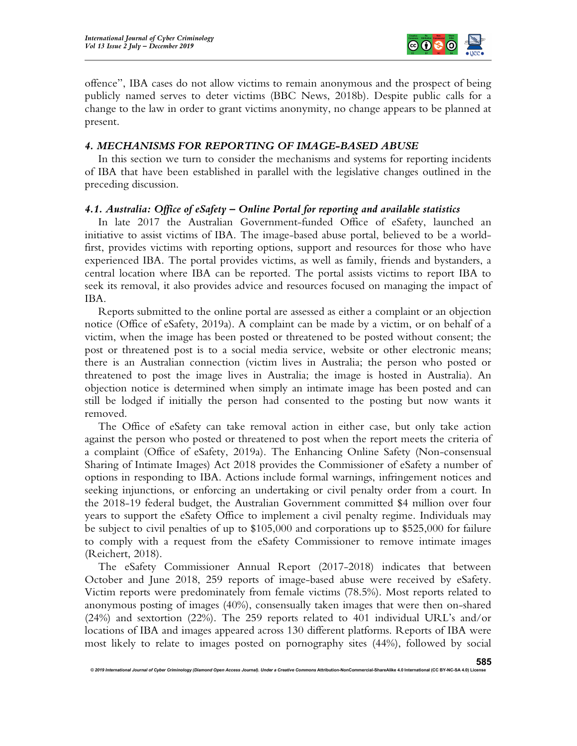offence", IBA cases do not allow victims to remain anonymous and the prospect of being publicly named serves to deter victims (BBC News, 2018b). Despite public calls for a change to the law in order to grant victims anonymity, no change appears to be planned at present.

## *4. MECHANISMS FOR REPORTING OF IMAGE-BASED ABUSE*

In this section we turn to consider the mechanisms and systems for reporting incidents of IBA that have been established in parallel with the legislative changes outlined in the preceding discussion.

### *4.1. Australia: Office of eSafety – Online Portal for reporting and available statistics*

In late 2017 the Australian Government-funded Office of eSafety, launched an initiative to assist victims of IBA. The image-based abuse portal, believed to be a world-first, provides victims with reporting options, support and resources for those who have experienced IBA. The portal provides victims, as well as family, friends and bystanders, a central location where IBA can be reported. The portal assists victims to report IBA to seek its removal, it also provides advice and resources focused on managing the impact of IBA.

Reports submitted to the online portal are assessed as either a complaint or an objection notice (Office of eSafety, 2019a). A complaint can be made by a victim, or on behalf of a victim, when the image has been posted or threatened to be posted without consent; the post or threatened post is to a social media service, website or other electronic means; there is an Australian connection (victim lives in Australia; the person who posted or threatened to post the image lives in Australia; the image is hosted in Australia). An objection notice is determined when simply an intimate image has been posted and can still be lodged if initially the person had consented to the posting but now wants it removed.

The Office of eSafety can take removal action in either case, but only take action against the person who posted or threatened to post when the report meets the criteria of a complaint (Office of eSafety, 2019a). The Enhancing Online Safety (Non-consensual Sharing of Intimate Images) Act 2018 provides the Commissioner of eSafety a number of options in responding to IBA. Actions include formal warnings, infringement notices and seeking injunctions, or enforcing an undertaking or civil penalty order from a court. In the 2018-19 federal budget, the Australian Government committed $4 million over four years to support the eSafety Office to implement a civil penalty regime. Individuals may be subject to civil penalties of up to $105,000 and corporations up to $525,000 for failure to comply with a request from the eSafety Commissioner to remove intimate images (Reichert, 2018).

The eSafety Commissioner Annual Report (2017-2018) indicates that between October and June 2018, 259 reports of image-based abuse were received by eSafety. Victim reports were predominately from female victims (78.5%). Most reports related to anonymous posting of images (40%), consensually taken images that were then on-shared (24%) and sextortion (22%). The 259 reports related to 401 individual URL's and/or locations of IBA and images appeared across 130 different platforms. Reports of IBA were most likely to relate to images posted on pornography sites (44%), followed by social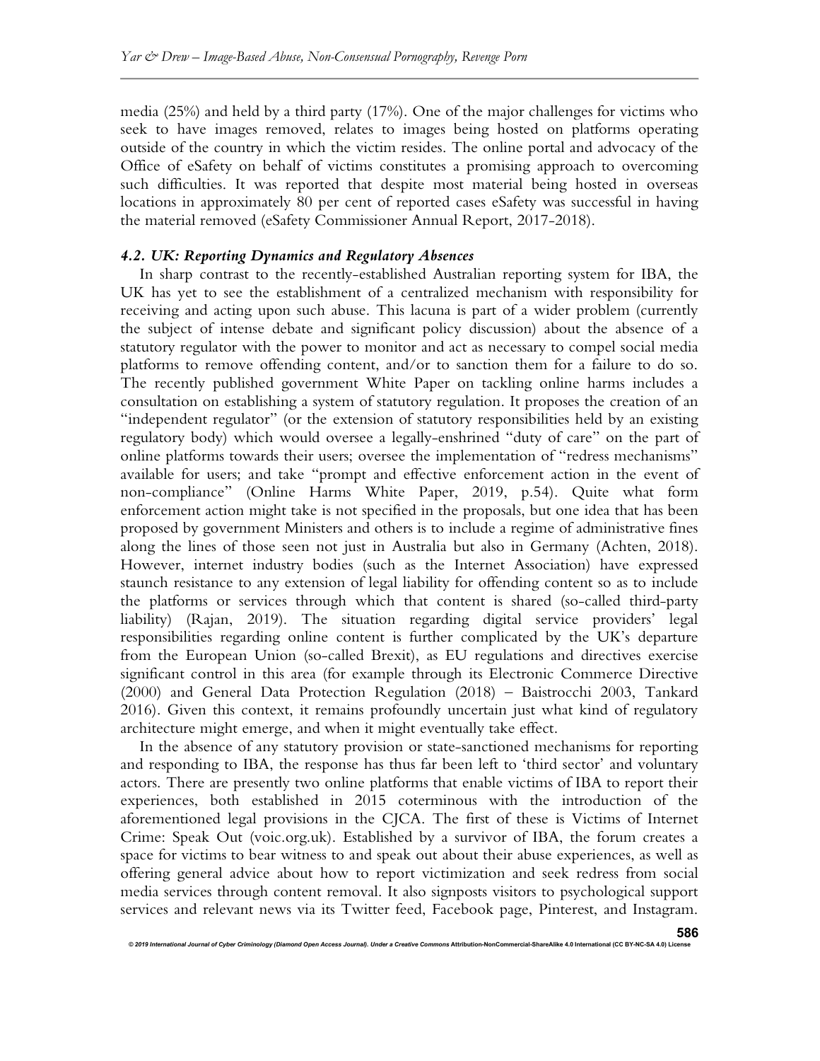media (25%) and held by a third party (17%). One of the major challenges for victims who seek to have images removed, relates to images being hosted on platforms operating outside of the country in which the victim resides. The online portal and advocacy of the Office of eSafety on behalf of victims constitutes a promising approach to overcoming such difficulties. It was reported that despite most material being hosted in overseas locations in approximately 80 per cent of reported cases eSafety was successful in having the material removed (eSafety Commissioner Annual Report, 2017-2018).

### *4.2. UK: Reporting Dynamics and Regulatory Absences*

In sharp contrast to the recently-established Australian reporting system for IBA, the UK has yet to see the establishment of a centralized mechanism with responsibility for receiving and acting upon such abuse. This lacuna is part of a wider problem (currently the subject of intense debate and significant policy discussion) about the absence of a statutory regulator with the power to monitor and act as necessary to compel social media platforms to remove offending content, and/or to sanction them for a failure to do so. The recently published government White Paper on tackling online harms includes a consultation on establishing a system of statutory regulation. It proposes the creation of an "independent regulator" (or the extension of statutory responsibilities held by an existing regulatory body) which would oversee a legally-enshrined "duty of care" on the part of online platforms towards their users; oversee the implementation of "redress mechanisms" available for users; and take "prompt and effective enforcement action in the event of non-compliance" (Online Harms White Paper, 2019, p.54). Quite what form enforcement action might take is not specified in the proposals, but one idea that has been proposed by government Ministers and others is to include a regime of administrative fines along the lines of those seen not just in Australia but also in Germany (Achten, 2018). However, internet industry bodies (such as the Internet Association) have expressed staunch resistance to any extension of legal liability for offending content so as to include the platforms or services through which that content is shared (so-called third-party liability) (Rajan, 2019). The situation regarding digital service providers' legal responsibilities regarding online content is further complicated by the UK's departure from the European Union (so-called Brexit), as EU regulations and directives exercise significant control in this area (for example through its Electronic Commerce Directive (2000) and General Data Protection Regulation (2018) – Baistrocchi 2003, Tankard 2016). Given this context, it remains profoundly uncertain just what kind of regulatory architecture might emerge, and when it might eventually take effect.

In the absence of any statutory provision or state-sanctioned mechanisms for reporting and responding to IBA, the response has thus far been left to 'third sector' and voluntary actors. There are presently two online platforms that enable victims of IBA to report their experiences, both established in 2015 coterminous with the introduction of the aforementioned legal provisions in the CJCA. The first of these is Victims of Internet Crime: Speak Out (voic.org.uk). Established by a survivor of IBA, the forum creates a space for victims to bear witness to and speak out about their abuse experiences, as well as offering general advice about how to report victimization and seek redress from social media services through content removal. It also signposts visitors to psychological support services and relevant news via its Twitter feed, Facebook page, Pinterest, and Instagram.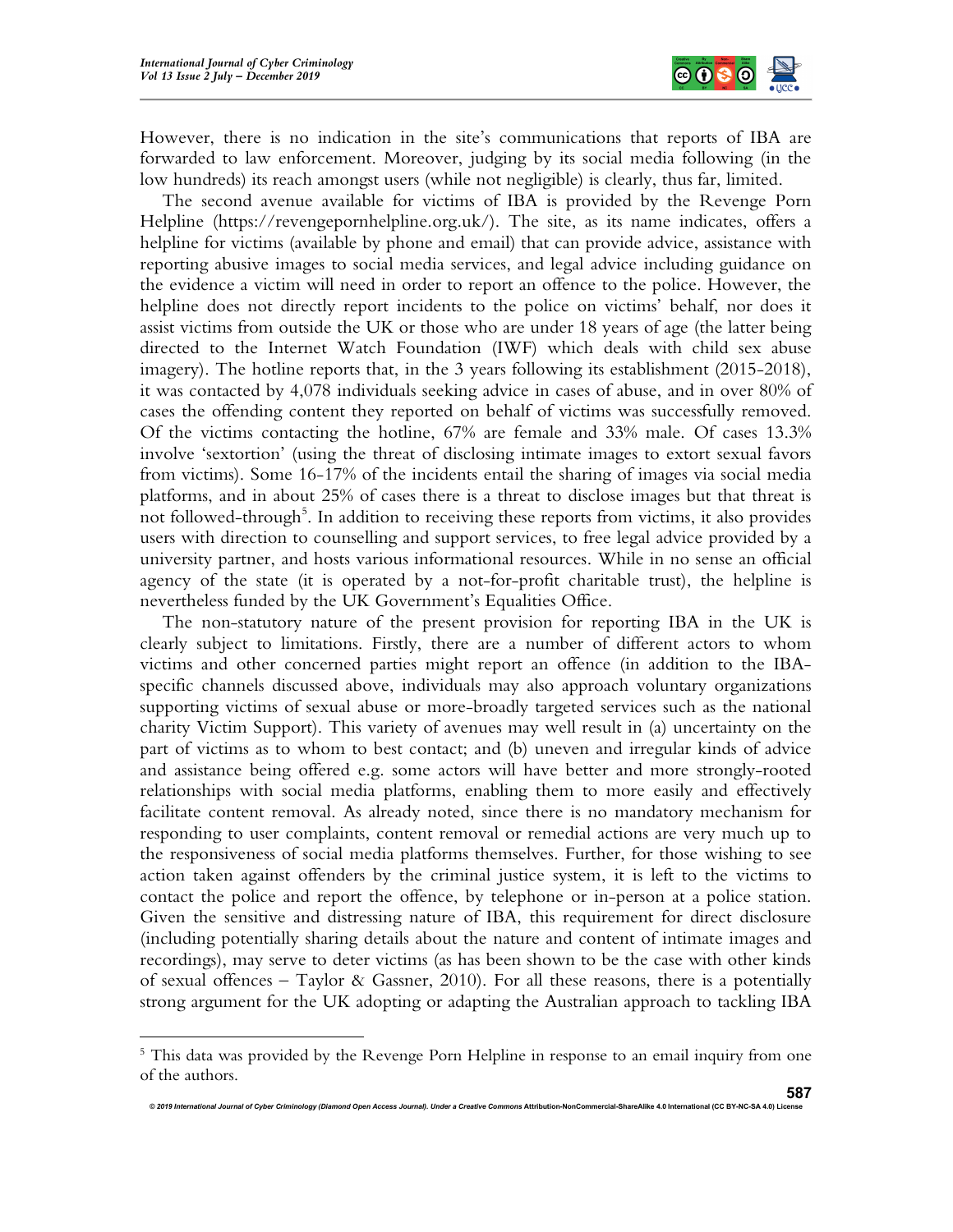However, there is no indication in the site's communications that reports of IBA are forwarded to law enforcement. Moreover, judging by its social media following (in the low hundreds) its reach amongst users (while not negligible) is clearly, thus far, limited.

The second avenue available for victims of IBA is provided by the Revenge Porn Helpline (https://revengepornhelpline.org.uk/). The site, as its name indicates, offers a helpline for victims (available by phone and email) that can provide advice, assistance with reporting abusive images to social media services, and legal advice including guidance on the evidence a victim will need in order to report an offence to the police. However, the helpline does not directly report incidents to the police on victims' behalf, nor does it assist victims from outside the UK or those who are under 18 years of age (the latter being directed to the Internet Watch Foundation (IWF) which deals with child sex abuse imagery). The hotline reports that, in the 3 years following its establishment (2015-2018), it was contacted by 4,078 individuals seeking advice in cases of abuse, and in over 80% of cases the offending content they reported on behalf of victims was successfully removed. Of the victims contacting the hotline, 67% are female and 33% male. Of cases 13.3% involve 'sextortion' (using the threat of disclosing intimate images to extort sexual favors from victims). Some 16-17% of the incidents entail the sharing of images via social media platforms, and in about 25% of cases there is a threat to disclose images but that threat is not followed-through[5]. In addition to receiving these reports from victims, it also provides users with direction to counselling and support services, to free legal advice provided by a university partner, and hosts various informational resources. While in no sense an official agency of the state (it is operated by a not-for-profit charitable trust), the helpline is nevertheless funded by the UK Government's Equalities Office.

The non-statutory nature of the present provision for reporting IBA in the UK is clearly subject to limitations. Firstly, there are a number of different actors to whom victims and other concerned parties might report an offence (in addition to the IBA-specific channels discussed above, individuals may also approach voluntary organizations supporting victims of sexual abuse or more-broadly targeted services such as the national charity Victim Support). This variety of avenues may well result in (a) uncertainty on the part of victims as to whom to best contact; and (b) uneven and irregular kinds of advice and assistance being offered e.g. some actors will have better and more strongly-rooted relationships with social media platforms, enabling them to more easily and effectively facilitate content removal. As already noted, since there is no mandatory mechanism for responding to user complaints, content removal or remedial actions are very much up to the responsiveness of social media platforms themselves. Further, for those wishing to see action taken against offenders by the criminal justice system, it is left to the victims to contact the police and report the offence, by telephone or in-person at a police station. Given the sensitive and distressing nature of IBA, this requirement for direct disclosure (including potentially sharing details about the nature and content of intimate images and recordings), may serve to deter victims (as has been shown to be the case with other kinds of sexual offences – Taylor & Gassner, 2010). For all these reasons, there is a potentially strong argument for the UK adopting or adapting the Australian approach to tackling IBA

---

[5] This data was provided by the Revenge Porn Helpline in response to an email inquiry from one of the authors.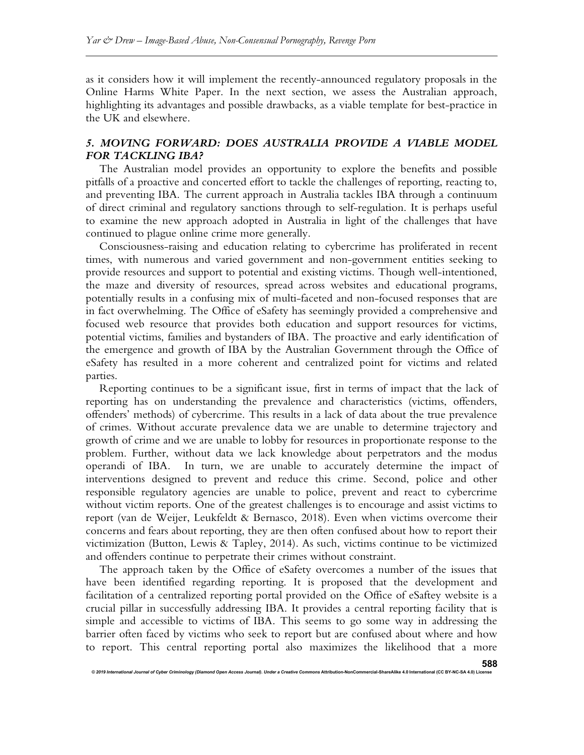as it considers how it will implement the recently-announced regulatory proposals in the Online Harms White Paper. In the next section, we assess the Australian approach, highlighting its advantages and possible drawbacks, as a viable template for best-practice in the UK and elsewhere.

## *5. MOVING FORWARD: DOES AUSTRALIA PROVIDE A VIABLE MODEL FOR TACKLING IBA?*

The Australian model provides an opportunity to explore the benefits and possible pitfalls of a proactive and concerted effort to tackle the challenges of reporting, reacting to, and preventing IBA. The current approach in Australia tackles IBA through a continuum of direct criminal and regulatory sanctions through to self-regulation. It is perhaps useful to examine the new approach adopted in Australia in light of the challenges that have continued to plague online crime more generally.

Consciousness-raising and education relating to cybercrime has proliferated in recent times, with numerous and varied government and non-government entities seeking to provide resources and support to potential and existing victims. Though well-intentioned, the maze and diversity of resources, spread across websites and educational programs, potentially results in a confusing mix of multi-faceted and non-focused responses that are in fact overwhelming. The Office of eSafety has seemingly provided a comprehensive and focused web resource that provides both education and support resources for victims, potential victims, families and bystanders of IBA. The proactive and early identification of the emergence and growth of IBA by the Australian Government through the Office of eSafety has resulted in a more coherent and centralized point for victims and related parties.

Reporting continues to be a significant issue, first in terms of impact that the lack of reporting has on understanding the prevalence and characteristics (victims, offenders, offenders' methods) of cybercrime. This results in a lack of data about the true prevalence of crimes. Without accurate prevalence data we are unable to determine trajectory and growth of crime and we are unable to lobby for resources in proportionate response to the problem. Further, without data we lack knowledge about perpetrators and the modus operandi of IBA. In turn, we are unable to accurately determine the impact of interventions designed to prevent and reduce this crime. Second, police and other responsible regulatory agencies are unable to police, prevent and react to cybercrime without victim reports. One of the greatest challenges is to encourage and assist victims to report (van de Weijer, Leukfeldt & Bernasco, 2018). Even when victims overcome their concerns and fears about reporting, they are then often confused about how to report their victimization (Button, Lewis & Tapley, 2014). As such, victims continue to be victimized and offenders continue to perpetrate their crimes without constraint.

The approach taken by the Office of eSafety overcomes a number of the issues that have been identified regarding reporting. It is proposed that the development and facilitation of a centralized reporting portal provided on the Office of eSaftey website is a crucial pillar in successfully addressing IBA. It provides a central reporting facility that is simple and accessible to victims of IBA. This seems to go some way in addressing the barrier often faced by victims who seek to report but are confused about where and how to report. This central reporting portal also maximizes the likelihood that a more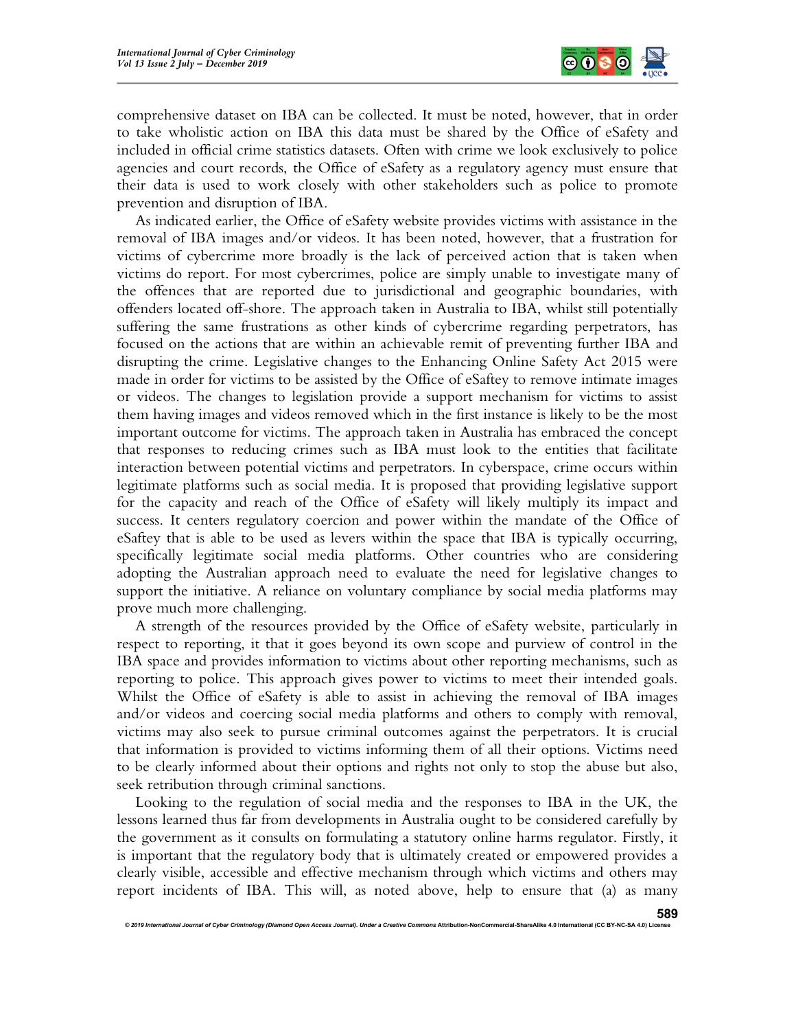comprehensive dataset on IBA can be collected. It must be noted, however, that in order to take wholistic action on IBA this data must be shared by the Office of eSafety and included in official crime statistics datasets. Often with crime we look exclusively to police agencies and court records, the Office of eSafety as a regulatory agency must ensure that their data is used to work closely with other stakeholders such as police to promote prevention and disruption of IBA.

As indicated earlier, the Office of eSafety website provides victims with assistance in the removal of IBA images and/or videos. It has been noted, however, that a frustration for victims of cybercrime more broadly is the lack of perceived action that is taken when victims do report. For most cybercrimes, police are simply unable to investigate many of the offences that are reported due to jurisdictional and geographic boundaries, with offenders located off-shore. The approach taken in Australia to IBA, whilst still potentially suffering the same frustrations as other kinds of cybercrime regarding perpetrators, has focused on the actions that are within an achievable remit of preventing further IBA and disrupting the crime. Legislative changes to the Enhancing Online Safety Act 2015 were made in order for victims to be assisted by the Office of eSaftey to remove intimate images or videos. The changes to legislation provide a support mechanism for victims to assist them having images and videos removed which in the first instance is likely to be the most important outcome for victims. The approach taken in Australia has embraced the concept that responses to reducing crimes such as IBA must look to the entities that facilitate interaction between potential victims and perpetrators. In cyberspace, crime occurs within legitimate platforms such as social media. It is proposed that providing legislative support for the capacity and reach of the Office of eSafety will likely multiply its impact and success. It centers regulatory coercion and power within the mandate of the Office of eSaftey that is able to be used as levers within the space that IBA is typically occurring, specifically legitimate social media platforms. Other countries who are considering adopting the Australian approach need to evaluate the need for legislative changes to support the initiative. A reliance on voluntary compliance by social media platforms may prove much more challenging.

A strength of the resources provided by the Office of eSafety website, particularly in respect to reporting, it that it goes beyond its own scope and purview of control in the IBA space and provides information to victims about other reporting mechanisms, such as reporting to police. This approach gives power to victims to meet their intended goals. Whilst the Office of eSafety is able to assist in achieving the removal of IBA images and/or videos and coercing social media platforms and others to comply with removal, victims may also seek to pursue criminal outcomes against the perpetrators. It is crucial that information is provided to victims informing them of all their options. Victims need to be clearly informed about their options and rights not only to stop the abuse but also, seek retribution through criminal sanctions.

Looking to the regulation of social media and the responses to IBA in the UK, the lessons learned thus far from developments in Australia ought to be considered carefully by the government as it consults on formulating a statutory online harms regulator. Firstly, it is important that the regulatory body that is ultimately created or empowered provides a clearly visible, accessible and effective mechanism through which victims and others may report incidents of IBA. This will, as noted above, help to ensure that (a) as many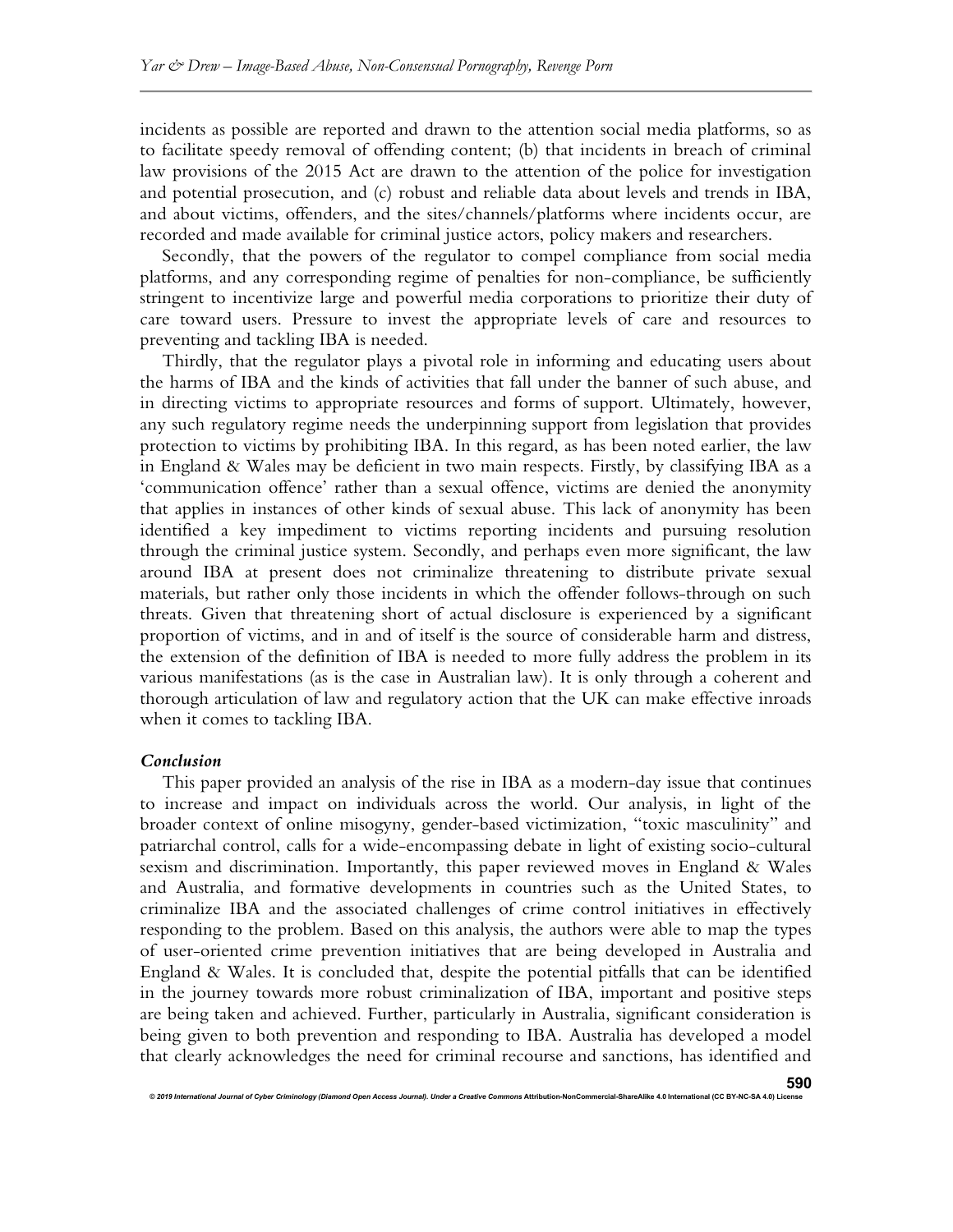incidents as possible are reported and drawn to the attention social media platforms, so as to facilitate speedy removal of offending content; (b) that incidents in breach of criminal law provisions of the 2015 Act are drawn to the attention of the police for investigation and potential prosecution, and (c) robust and reliable data about levels and trends in IBA, and about victims, offenders, and the sites/channels/platforms where incidents occur, are recorded and made available for criminal justice actors, policy makers and researchers.

Secondly, that the powers of the regulator to compel compliance from social media platforms, and any corresponding regime of penalties for non-compliance, be sufficiently stringent to incentivize large and powerful media corporations to prioritize their duty of care toward users. Pressure to invest the appropriate levels of care and resources to preventing and tackling IBA is needed.

Thirdly, that the regulator plays a pivotal role in informing and educating users about the harms of IBA and the kinds of activities that fall under the banner of such abuse, and in directing victims to appropriate resources and forms of support. Ultimately, however, any such regulatory regime needs the underpinning support from legislation that provides protection to victims by prohibiting IBA. In this regard, as has been noted earlier, the law in England & Wales may be deficient in two main respects. Firstly, by classifying IBA as a 'communication offence' rather than a sexual offence, victims are denied the anonymity that applies in instances of other kinds of sexual abuse. This lack of anonymity has been identified a key impediment to victims reporting incidents and pursuing resolution through the criminal justice system. Secondly, and perhaps even more significant, the law around IBA at present does not criminalize threatening to distribute private sexual materials, but rather only those incidents in which the offender follows-through on such threats. Given that threatening short of actual disclosure is experienced by a significant proportion of victims, and in and of itself is the source of considerable harm and distress, the extension of the definition of IBA is needed to more fully address the problem in its various manifestations (as is the case in Australian law). It is only through a coherent and thorough articulation of law and regulatory action that the UK can make effective inroads when it comes to tackling IBA.

### *Conclusion*

This paper provided an analysis of the rise in IBA as a modern-day issue that continues to increase and impact on individuals across the world. Our analysis, in light of the broader context of online misogyny, gender-based victimization, "toxic masculinity" and patriarchal control, calls for a wide-encompassing debate in light of existing socio-cultural sexism and discrimination. Importantly, this paper reviewed moves in England & Wales and Australia, and formative developments in countries such as the United States, to criminalize IBA and the associated challenges of crime control initiatives in effectively responding to the problem. Based on this analysis, the authors were able to map the types of user-oriented crime prevention initiatives that are being developed in Australia and England & Wales. It is concluded that, despite the potential pitfalls that can be identified in the journey towards more robust criminalization of IBA, important and positive steps are being taken and achieved. Further, particularly in Australia, significant consideration is being given to both prevention and responding to IBA. Australia has developed a model that clearly acknowledges the need for criminal recourse and sanctions, has identified and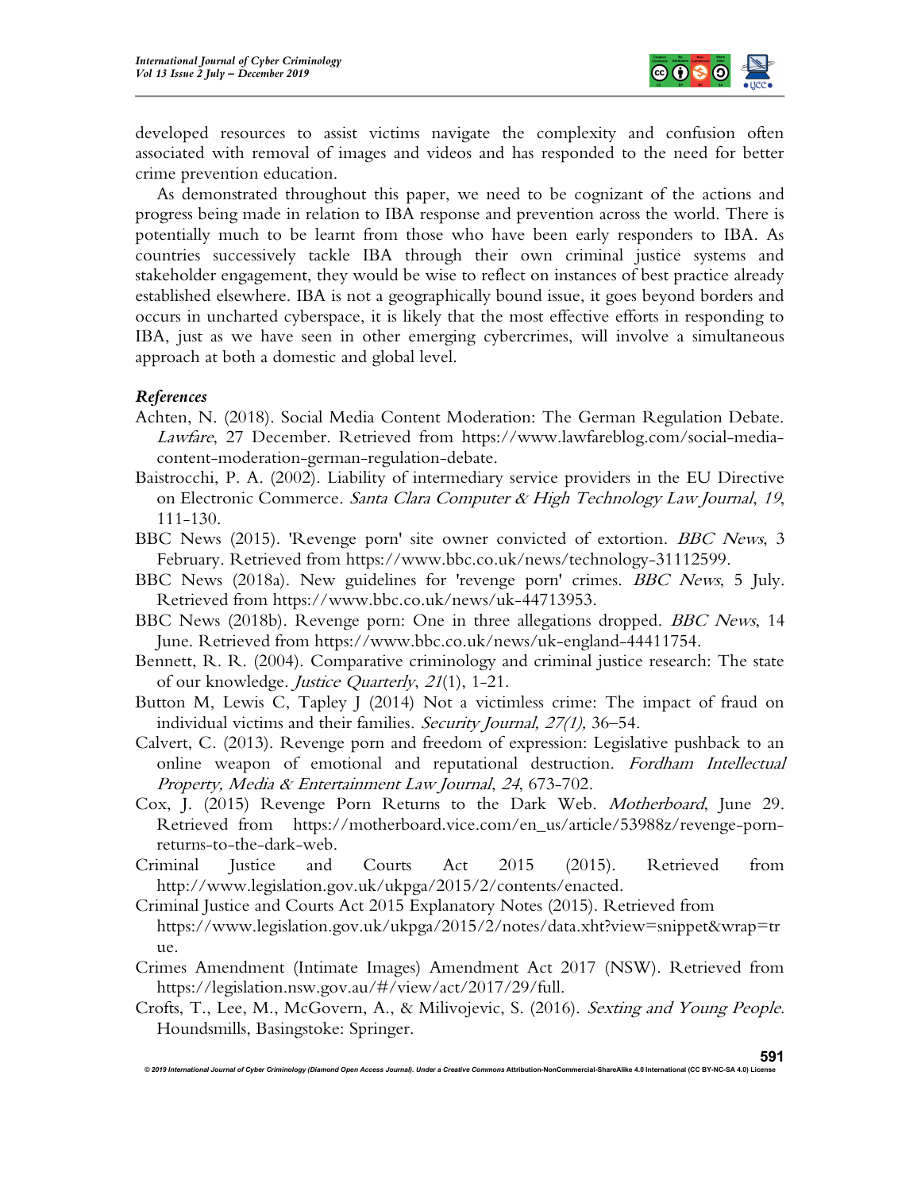developed resources to assist victims navigate the complexity and confusion often associated with removal of images and videos and has responded to the need for better crime prevention education.

As demonstrated throughout this paper, we need to be cognizant of the actions and progress being made in relation to IBA response and prevention across the world. There is potentially much to be learnt from those who have been early responders to IBA. As countries successively tackle IBA through their own criminal justice systems and stakeholder engagement, they would be wise to reflect on instances of best practice already established elsewhere. IBA is not a geographically bound issue, it goes beyond borders and occurs in uncharted cyberspace, it is likely that the most effective efforts in responding to IBA, just as we have seen in other emerging cybercrimes, will involve a simultaneous approach at both a domestic and global level.

### *References*

Achten, N. (2018). Social Media Content Moderation: The German Regulation Debate. *Lawfare*, 27 December. Retrieved from https://www.lawfareblog.com/social-media-content-moderation-german-regulation-debate.

Baistrocchi, P. A. (2002). Liability of intermediary service providers in the EU Directive on Electronic Commerce. *Santa Clara Computer & High Technology Law Journal*, *19*, 111-130.

BBC News (2015). 'Revenge porn' site owner convicted of extortion. *BBC News*, 3 February. Retrieved from https://www.bbc.co.uk/news/technology-31112599.

BBC News (2018a). New guidelines for 'revenge porn' crimes. *BBC News*, 5 July. Retrieved from https://www.bbc.co.uk/news/uk-44713953.

BBC News (2018b). Revenge porn: One in three allegations dropped. *BBC News*, 14 June. Retrieved from https://www.bbc.co.uk/news/uk-england-44411754.

Bennett, R. R. (2004). Comparative criminology and criminal justice research: The state of our knowledge. *Justice Quarterly*, *21*(1), 1-21.

Button M, Lewis C, Tapley J (2014) Not a victimless crime: The impact of fraud on individual victims and their families. *Security Journal, 27(1),* 36–54.

Calvert, C. (2013). Revenge porn and freedom of expression: Legislative pushback to an online weapon of emotional and reputational destruction. *Fordham Intellectual Property, Media & Entertainment Law Journal*, *24*, 673-702.

Cox, J. (2015) Revenge Porn Returns to the Dark Web. *Motherboard*, June 29. Retrieved from https://motherboard.vice.com/en_us/article/53988z/revenge-porn-returns-to-the-dark-web.

Criminal Justice and Courts Act 2015 (2015). Retrieved from http://www.legislation.gov.uk/ukpga/2015/2/contents/enacted.

Criminal Justice and Courts Act 2015 Explanatory Notes (2015). Retrieved from https://www.legislation.gov.uk/ukpga/2015/2/notes/data.xht?view=snippet&wrap=true.

Crimes Amendment (Intimate Images) Amendment Act 2017 (NSW). Retrieved from https://legislation.nsw.gov.au/#/view/act/2017/29/full.

Crofts, T., Lee, M., McGovern, A., & Milivojevic, S. (2016). *Sexting and Young People*. Houndsmills, Basingstoke: Springer.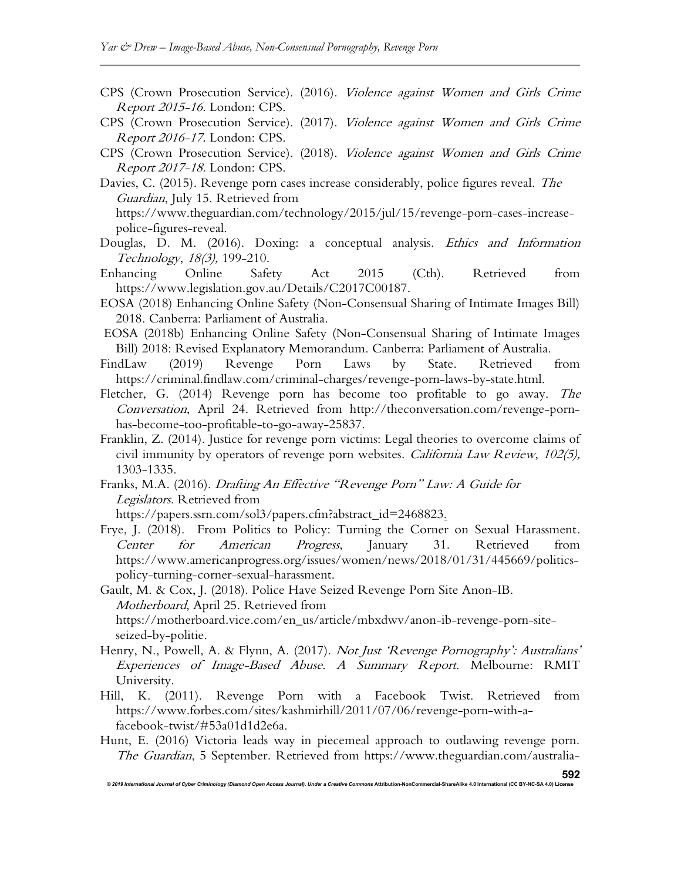CPS (Crown Prosecution Service). (2016). *Violence against Women and Girls Crime Report 2015-16.* London: CPS.

CPS (Crown Prosecution Service). (2017). *Violence against Women and Girls Crime Report 2016-17.* London: CPS.

CPS (Crown Prosecution Service). (2018). *Violence against Women and Girls Crime Report 2017-18.* London: CPS.

Davies, C. (2015). Revenge porn cases increase considerably, police figures reveal. *The Guardian*, July 15. Retrieved from https://www.theguardian.com/technology/2015/jul/15/revenge-porn-cases-increase-police-figures-reveal.

Douglas, D. M. (2016). Doxing: a conceptual analysis. *Ethics and Information Technology*, *18(3),* 199-210.

Enhancing Online Safety Act 2015 (Cth). Retrieved from https://www.legislation.gov.au/Details/C2017C00187.

EOSA (2018) Enhancing Online Safety (Non-Consensual Sharing of Intimate Images Bill) 2018. Canberra: Parliament of Australia.

EOSA (2018b) Enhancing Online Safety (Non-Consensual Sharing of Intimate Images Bill) 2018: Revised Explanatory Memorandum. Canberra: Parliament of Australia.

FindLaw (2019) Revenge Porn Laws by State. Retrieved from https://criminal.findlaw.com/criminal-charges/revenge-porn-laws-by-state.html.

Fletcher, G. (2014) Revenge porn has become too profitable to go away. *The Conversation*, April 24. Retrieved from http://theconversation.com/revenge-porn-has-become-too-profitable-to-go-away-25837.

Franklin, Z. (2014). Justice for revenge porn victims: Legal theories to overcome claims of civil immunity by operators of revenge porn websites. *California Law Review*, *102(5),* 1303-1335.

Franks, M.A. (2016). *Drafting An Effective "Revenge Porn" Law: A Guide for Legislators.* Retrieved from https://papers.ssrn.com/sol3/papers.cfm?abstract_id=2468823.

Frye, J. (2018). From Politics to Policy: Turning the Corner on Sexual Harassment. *Center for American Progress*, January 31. Retrieved from https://www.americanprogress.org/issues/women/news/2018/01/31/445669/politics-policy-turning-corner-sexual-harassment.

Gault, M. & Cox, J. (2018). Police Have Seized Revenge Porn Site Anon-IB. *Motherboard*, April 25. Retrieved from https://motherboard.vice.com/en_us/article/mbxdwv/anon-ib-revenge-porn-site-seized-by-politie.

Henry, N., Powell, A. & Flynn, A. (2017). *Not Just 'Revenge Pornography': Australians' Experiences of Image-Based Abuse. A Summary Report.* Melbourne: RMIT University.

Hill, K. (2011). Revenge Porn with a Facebook Twist. Retrieved from https://www.forbes.com/sites/kashmirhill/2011/07/06/revenge-porn-with-a-facebook-twist/#53a01d1d2e6a.

Hunt, E. (2016) Victoria leads way in piecemeal approach to outlawing revenge porn. *The Guardian*, 5 September. Retrieved from https://www.theguardian.com/australia-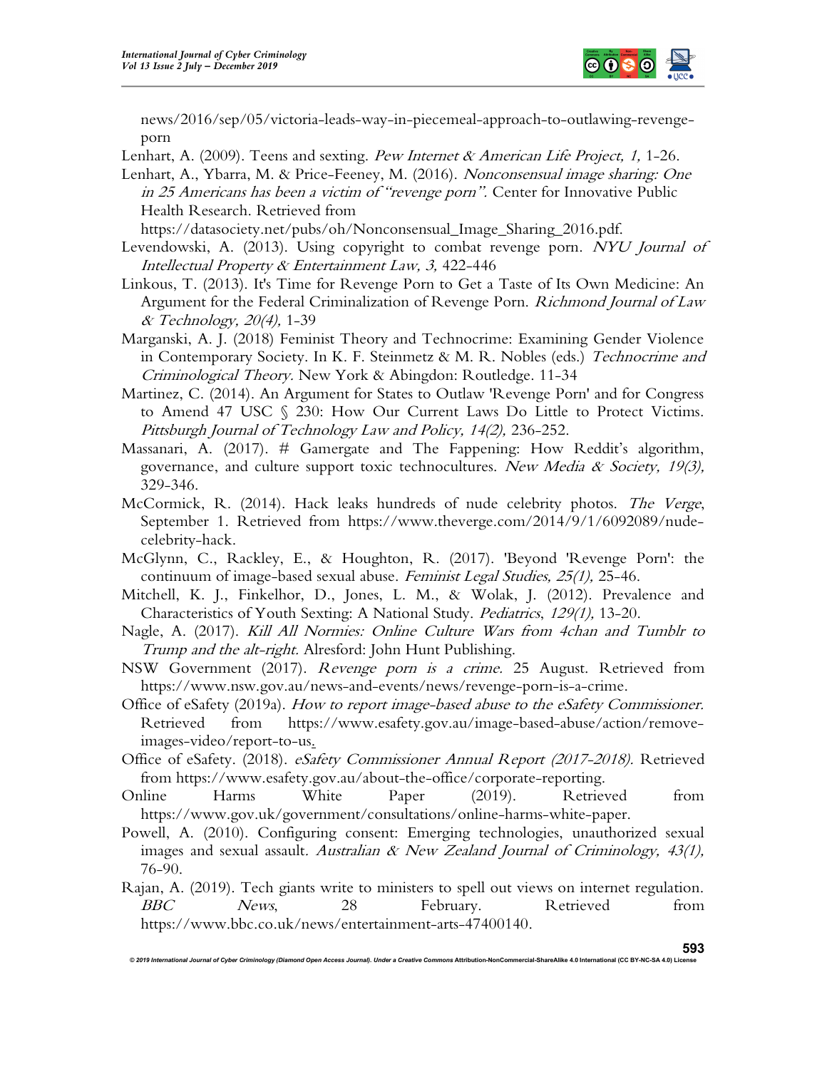news/2016/sep/05/victoria-leads-way-in-piecemeal-approach-to-outlawing-revenge-porn

Lenhart, A. (2009). Teens and sexting. *Pew Internet & American Life Project, 1,* 1-26.

Lenhart, A., Ybarra, M. & Price-Feeney, M. (2016). *Nonconsensual image sharing: One in 25 Americans has been a victim of "revenge porn".* Center for Innovative Public Health Research. Retrieved from https://datasociety.net/pubs/oh/Nonconsensual_Image_Sharing_2016.pdf.

Levendowski, A. (2013). Using copyright to combat revenge porn. *NYU Journal of Intellectual Property & Entertainment Law, 3,* 422-446

Linkous, T. (2013). It's Time for Revenge Porn to Get a Taste of Its Own Medicine: An Argument for the Federal Criminalization of Revenge Porn. *Richmond Journal of Law & Technology, 20(4),* 1-39

Marganski, A. J. (2018) Feminist Theory and Technocrime: Examining Gender Violence in Contemporary Society. In K. F. Steinmetz & M. R. Nobles (eds.) *Technocrime and Criminological Theory.* New York & Abingdon: Routledge. 11-34

Martinez, C. (2014). An Argument for States to Outlaw 'Revenge Porn' and for Congress to Amend 47 USC § 230: How Our Current Laws Do Little to Protect Victims. *Pittsburgh Journal of Technology Law and Policy, 14(2),* 236-252.

Massanari, A. (2017). # Gamergate and The Fappening: How Reddit's algorithm, governance, and culture support toxic technocultures. *New Media & Society, 19(3),* 329-346.

McCormick, R. (2014). Hack leaks hundreds of nude celebrity photos. *The Verge*, September 1. Retrieved from https://www.theverge.com/2014/9/1/6092089/nude-celebrity-hack.

McGlynn, C., Rackley, E., & Houghton, R. (2017). 'Beyond 'Revenge Porn': the continuum of image-based sexual abuse. *Feminist Legal Studies, 25(1),* 25-46.

Mitchell, K. J., Finkelhor, D., Jones, L. M., & Wolak, J. (2012). Prevalence and Characteristics of Youth Sexting: A National Study. *Pediatrics*, *129(1),* 13-20.

Nagle, A. (2017). *Kill All Normies: Online Culture Wars from 4chan and Tumblr to Trump and the alt-right.* Alresford: John Hunt Publishing.

NSW Government (2017). *Revenge porn is a crime.* 25 August. Retrieved from https://www.nsw.gov.au/news-and-events/news/revenge-porn-is-a-crime.

Office of eSafety (2019a). *How to report image-based abuse to the eSafety Commissioner.* Retrieved from https://www.esafety.gov.au/image-based-abuse/action/remove-images-video/report-to-us.

Office of eSafety. (2018). *eSafety Commissioner Annual Report (2017-2018).* Retrieved from https://www.esafety.gov.au/about-the-office/corporate-reporting.

Online Harms White Paper (2019). Retrieved from https://www.gov.uk/government/consultations/online-harms-white-paper.

Powell, A. (2010). Configuring consent: Emerging technologies, unauthorized sexual images and sexual assault. *Australian & New Zealand Journal of Criminology, 43(1),* 76-90.

Rajan, A. (2019). Tech giants write to ministers to spell out views on internet regulation. *BBC News*, 28 February. Retrieved from https://www.bbc.co.uk/news/entertainment-arts-47400140.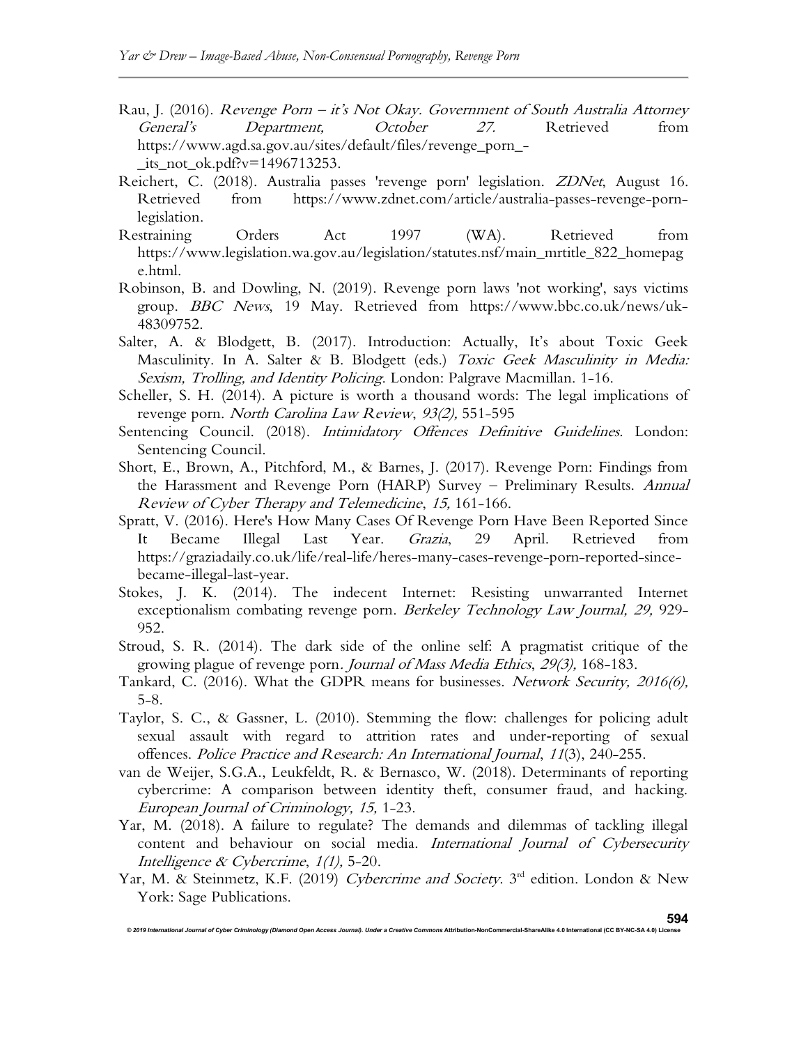Rau, J. (2016). *Revenge Porn – it's Not Okay. Government of South Australia Attorney General's Department, October 27.* Retrieved from https://www.agd.sa.gov.au/sites/default/files/revenge_porn_-_its_not_ok.pdf?v=1496713253.

Reichert, C. (2018). Australia passes 'revenge porn' legislation. *ZDNet*, August 16. Retrieved from https://www.zdnet.com/article/australia-passes-revenge-porn-legislation.

Restraining Orders Act 1997 (WA). Retrieved from https://www.legislation.wa.gov.au/legislation/statutes.nsf/main_mrtitle_822_homepage.html.

Robinson, B. and Dowling, N. (2019). Revenge porn laws 'not working', says victims group. *BBC News*, 19 May. Retrieved from https://www.bbc.co.uk/news/uk-48309752.

Salter, A. & Blodgett, B. (2017). Introduction: Actually, It's about Toxic Geek Masculinity. In A. Salter & B. Blodgett (eds.) *Toxic Geek Masculinity in Media: Sexism, Trolling, and Identity Policing*. London: Palgrave Macmillan. 1-16.

Scheller, S. H. (2014). A picture is worth a thousand words: The legal implications of revenge porn. *North Carolina Law Review*, *93(2),* 551-595

Sentencing Council. (2018). *Intimidatory Offences Definitive Guidelines.* London: Sentencing Council.

Short, E., Brown, A., Pitchford, M., & Barnes, J. (2017). Revenge Porn: Findings from the Harassment and Revenge Porn (HARP) Survey – Preliminary Results. *Annual Review of Cyber Therapy and Telemedicine*, *15,* 161-166.

Spratt, V. (2016). Here's How Many Cases Of Revenge Porn Have Been Reported Since It Became Illegal Last Year. *Grazia*, 29 April. Retrieved from https://graziadaily.co.uk/life/real-life/heres-many-cases-revenge-porn-reported-since-became-illegal-last-year.

Stokes, J. K. (2014). The indecent Internet: Resisting unwarranted Internet exceptionalism combating revenge porn. *Berkeley Technology Law Journal, 29,* 929-952.

Stroud, S. R. (2014). The dark side of the online self: A pragmatist critique of the growing plague of revenge porn. *Journal of Mass Media Ethics*, *29(3),* 168-183.

Tankard, C. (2016). What the GDPR means for businesses. *Network Security, 2016(6),* 5-8.

Taylor, S. C., & Gassner, L. (2010). Stemming the flow: challenges for policing adult sexual assault with regard to attrition rates and under-reporting of sexual offences. *Police Practice and Research: An International Journal*, *11*(3), 240-255.

van de Weijer, S.G.A., Leukfeldt, R. & Bernasco, W. (2018). Determinants of reporting cybercrime: A comparison between identity theft, consumer fraud, and hacking. *European Journal of Criminology, 15,* 1-23.

Yar, M. (2018). A failure to regulate? The demands and dilemmas of tackling illegal content and behaviour on social media. *International Journal of Cybersecurity Intelligence & Cybercrime*, *1(1),* 5-20.

Yar, M. & Steinmetz, K.F. (2019) *Cybercrime and Society*. 3rd edition. London & New York: Sage Publications.